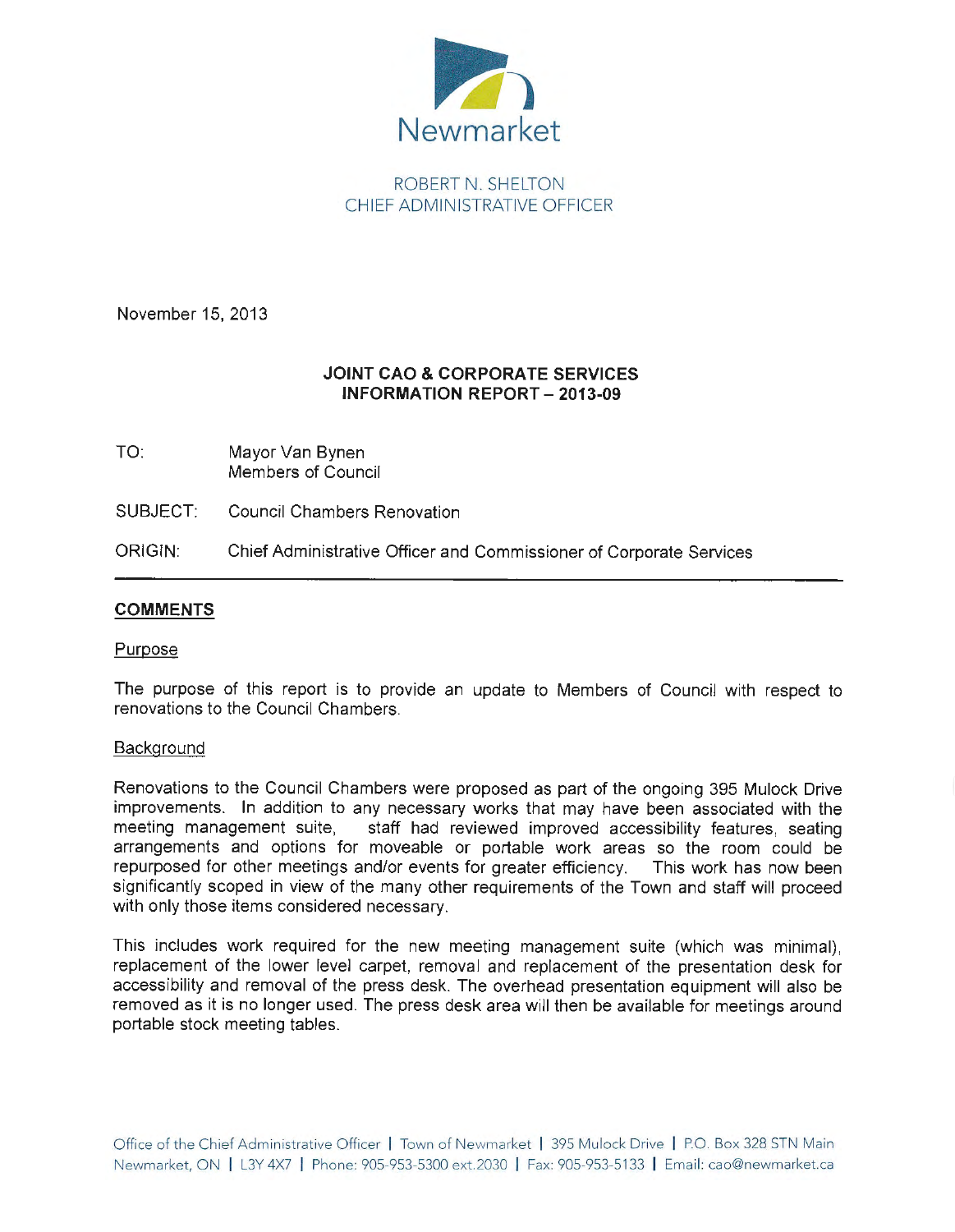Newmarket

ROBERT N. SHELTON
CHIEF ADMINISTRATIVE OFFICER

November 15, 2013

**JOINT CAO & CORPORATE SERVICES INFORMATION REPORT – 2013-09**

TO: Mayor Van Bynen
Members of Council

SUBJECT: Council Chambers Renovation

ORIGIN: Chief Administrative Officer and Commissioner of Corporate Services

## COMMENTS

### Purpose

The purpose of this report is to provide an update to Members of Council with respect to renovations to the Council Chambers.

### Background

Renovations to the Council Chambers were proposed as part of the ongoing 395 Mulock Drive improvements. In addition to any necessary works that may have been associated with the meeting management suite, staff had reviewed improved accessibility features, seating arrangements and options for moveable or portable work areas so the room could be repurposed for other meetings and/or events for greater efficiency. This work has now been significantly scoped in view of the many other requirements of the Town and staff will proceed with only those items considered necessary.

This includes work required for the new meeting management suite (which was minimal), replacement of the lower level carpet, removal and replacement of the presentation desk for accessibility and removal of the press desk. The overhead presentation equipment will also be removed as it is no longer used. The press desk area will then be available for meetings around portable stock meeting tables.

Office of the Chief Administrative Officer | Town of Newmarket | 395 Mulock Drive | P.O. Box 328 STN Main Newmarket, ON | L3Y 4X7 | Phone: 905-953-5300 ext.2030 | Fax: 905-953-5133 | Email: cao@newmarket.ca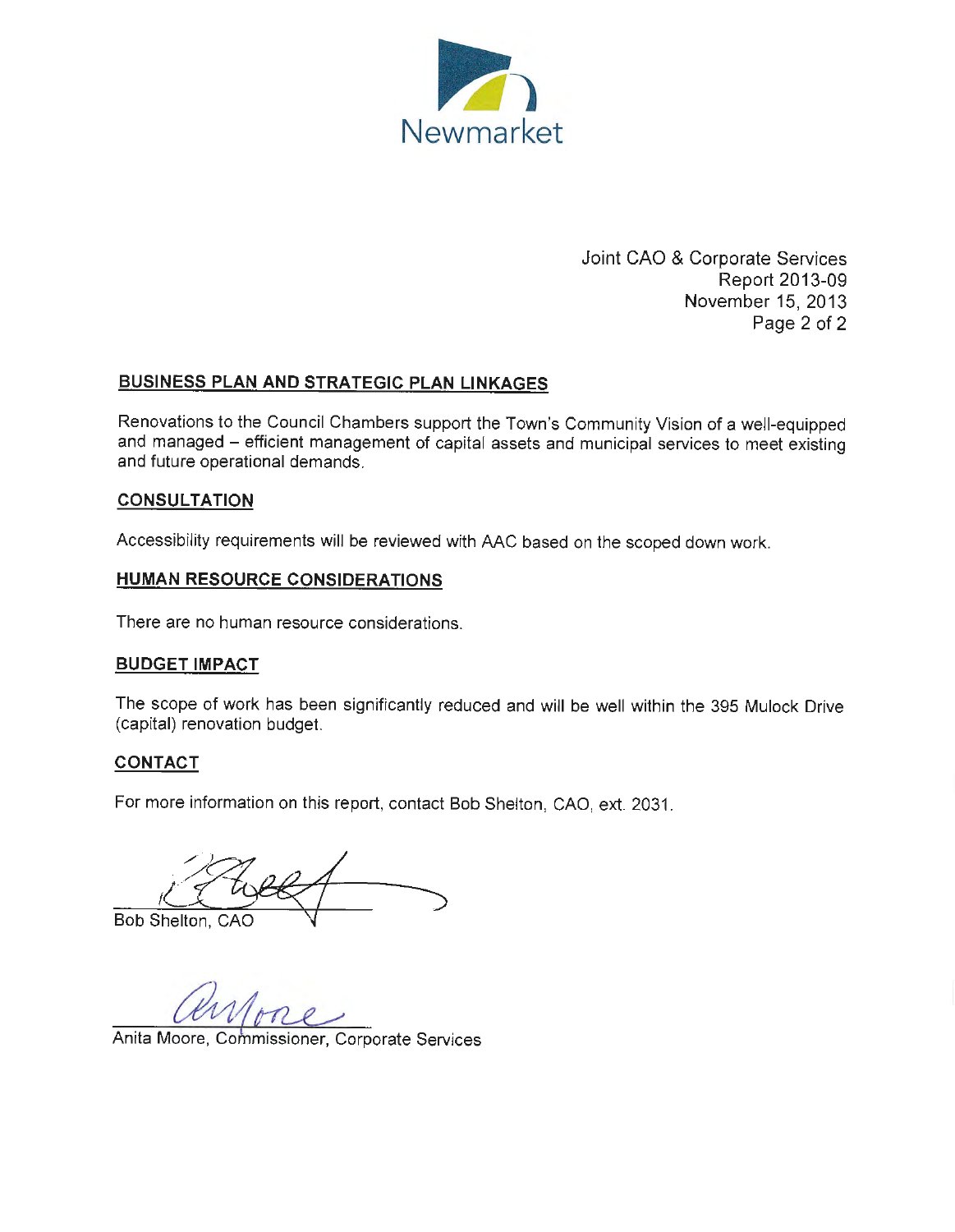## BUSINESS PLAN AND STRATEGIC PLAN LINKAGES

Renovations to the Council Chambers support the Town's Community Vision of a well-equipped and managed – efficient management of capital assets and municipal services to meet existing and future operational demands.

## CONSULTATION

Accessibility requirements will be reviewed with AAC based on the scoped down work.

## HUMAN RESOURCE CONSIDERATIONS

There are no human resource considerations.

## BUDGET IMPACT

The scope of work has been significantly reduced and will be well within the 395 Mulock Drive (capital) renovation budget.

## CONTACT

For more information on this report, contact Bob Shelton, CAO, ext. 2031.

Bob Shelton, CAO

Anita Moore, Commissioner, Corporate Services